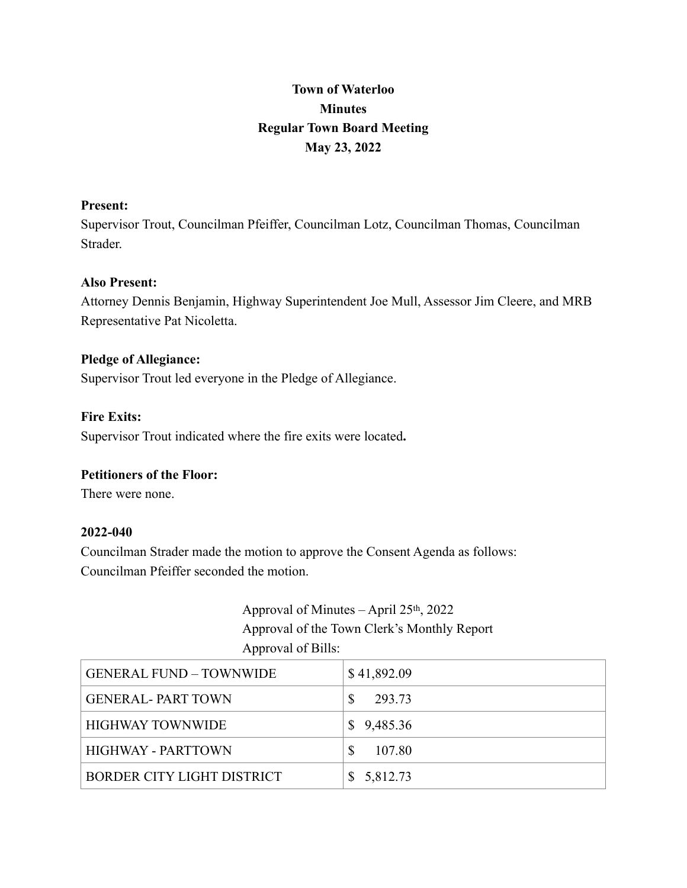**Town of Waterloo**
**Minutes**
**Regular Town Board Meeting**
**May 23, 2022**

**Present:**
Supervisor Trout, Councilman Pfeiffer, Councilman Lotz, Councilman Thomas, Councilman Strader.

**Also Present:**
Attorney Dennis Benjamin, Highway Superintendent Joe Mull, Assessor Jim Cleere, and MRB Representative Pat Nicoletta.

**Pledge of Allegiance:**
Supervisor Trout led everyone in the Pledge of Allegiance.

**Fire Exits:**
Supervisor Trout indicated where the fire exits were located**.**

**Petitioners of the Floor:**
There were none.

**2022-040**
Councilman Strader made the motion to approve the Consent Agenda as follows:
Councilman Pfeiffer seconded the motion.

Approval of Minutes – April 25th, 2022
Approval of the Town Clerk's Monthly Report
Approval of Bills:

| GENERAL FUND – TOWNWIDE | $ 41,892.09 |
|---|---|
| GENERAL- PART TOWN | $ 293.73 |
| HIGHWAY TOWNWIDE | $ 9,485.36 |
| HIGHWAY - PARTTOWN | $ 107.80 |
| BORDER CITY LIGHT DISTRICT | $ 5,812.73 |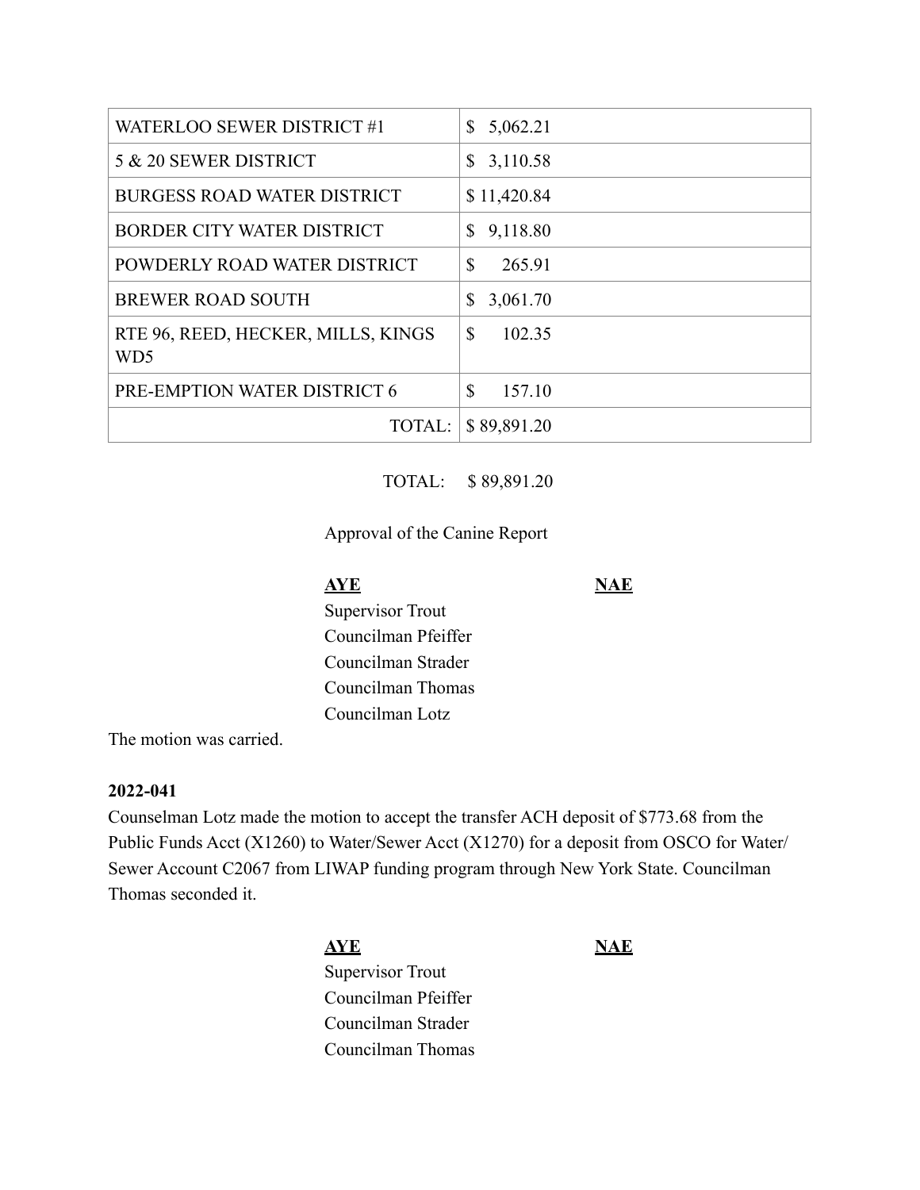| WATERLOO SEWER DISTRICT #1 | $ 5,062.21 |
|---|---|
| 5 & 20 SEWER DISTRICT | $ 3,110.58 |
| BURGESS ROAD WATER DISTRICT | $ 11,420.84 |
| BORDER CITY WATER DISTRICT | $ 9,118.80 |
| POWDERLY ROAD WATER DISTRICT | $ 265.91 |
| BREWER ROAD SOUTH | $ 3,061.70 |
| RTE 96, REED, HECKER, MILLS, KINGS WD5 | $ 102.35 |
| PRE-EMPTION WATER DISTRICT 6 | $ 157.10 |
| TOTAL: | $ 89,891.20 |

TOTAL: $ 89,891.20

Approval of the Canine Report

| **AYE** | **NAE** |
|---|---|
| Supervisor Trout | |
| Councilman Pfeiffer | |
| Councilman Strader | |
| Councilman Thomas | |
| Councilman Lotz | |

The motion was carried.

**2022-041**

Counselman Lotz made the motion to accept the transfer ACH deposit of $773.68 from the Public Funds Acct (X1260) to Water/Sewer Acct (X1270) for a deposit from OSCO for Water/ Sewer Account C2067 from LIWAP funding program through New York State. Councilman Thomas seconded it.

| **AYE** | **NAE** |
|---|---|
| Supervisor Trout | |
| Councilman Pfeiffer | |
| Councilman Strader | |
| Councilman Thomas | |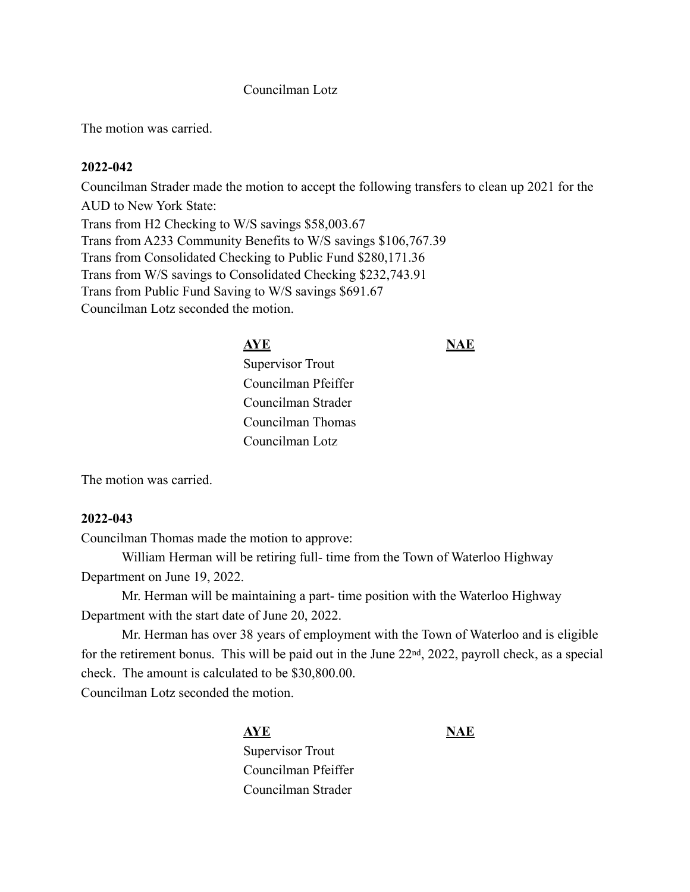Councilman Lotz

The motion was carried.

**2022-042**

Councilman Strader made the motion to accept the following transfers to clean up 2021 for the AUD to New York State:

Trans from H2 Checking to W/S savings $58,003.67
Trans from A233 Community Benefits to W/S savings $106,767.39
Trans from Consolidated Checking to Public Fund $280,171.36
Trans from W/S savings to Consolidated Checking $232,743.91
Trans from Public Fund Saving to W/S savings $691.67
Councilman Lotz seconded the motion.

| **AYE** | **NAE** |
|---|---|
| Supervisor Trout | |
| Councilman Pfeiffer | |
| Councilman Strader | |
| Councilman Thomas | |
| Councilman Lotz | |

The motion was carried.

**2022-043**

Councilman Thomas made the motion to approve:

William Herman will be retiring full- time from the Town of Waterloo Highway Department on June 19, 2022.

Mr. Herman will be maintaining a part- time position with the Waterloo Highway Department with the start date of June 20, 2022.

Mr. Herman has over 38 years of employment with the Town of Waterloo and is eligible for the retirement bonus. This will be paid out in the June 22nd, 2022, payroll check, as a special check. The amount is calculated to be $30,800.00.

Councilman Lotz seconded the motion.

| **AYE** | **NAE** |
|---|---|
| Supervisor Trout | |
| Councilman Pfeiffer | |
| Councilman Strader | |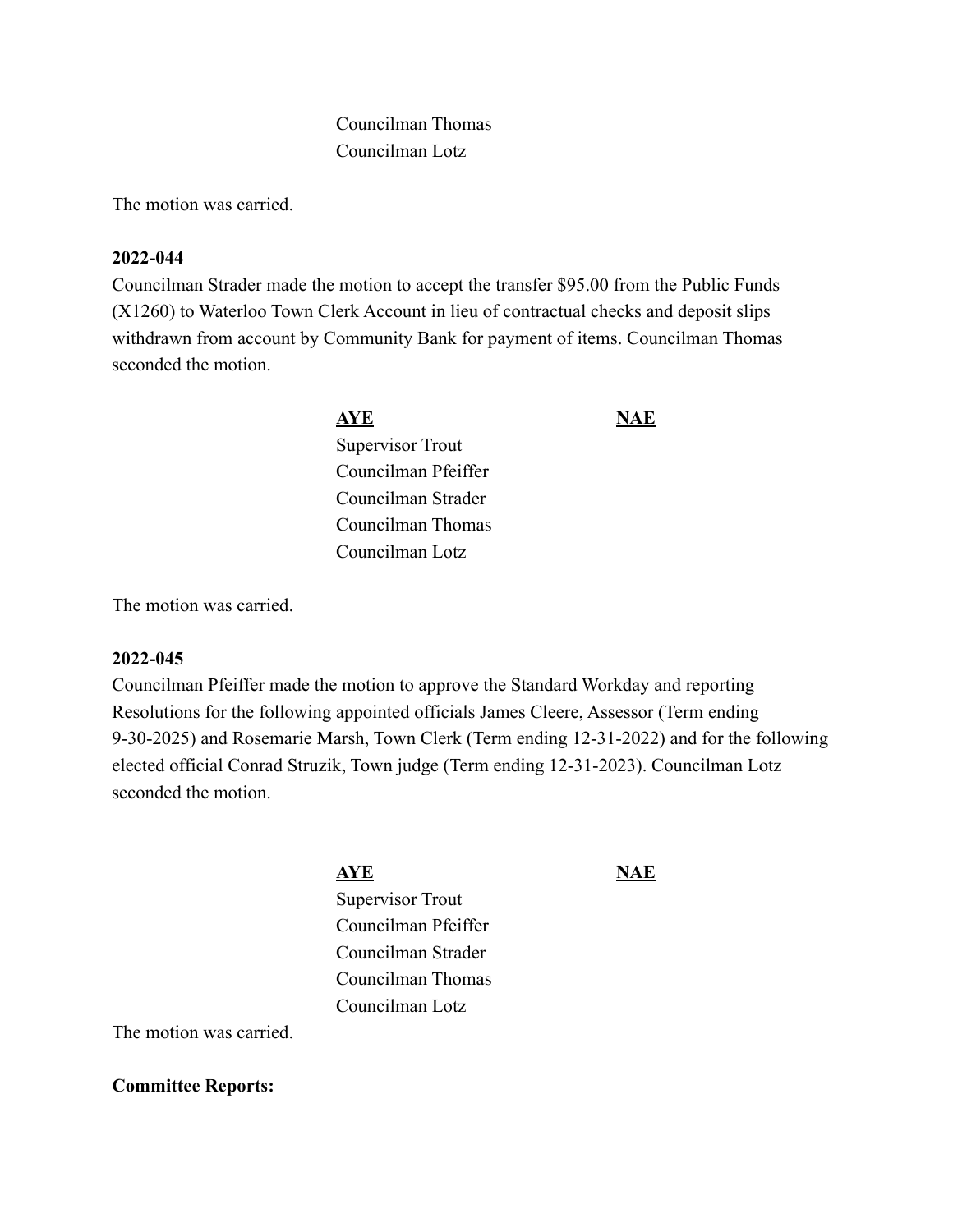Councilman Thomas
Councilman Lotz

The motion was carried.

**2022-044**

Councilman Strader made the motion to accept the transfer $95.00 from the Public Funds (X1260) to Waterloo Town Clerk Account in lieu of contractual checks and deposit slips withdrawn from account by Community Bank for payment of items. Councilman Thomas seconded the motion.

| **AYE** | **NAE** |
|---|---|
| Supervisor Trout | |
| Councilman Pfeiffer | |
| Councilman Strader | |
| Councilman Thomas | |
| Councilman Lotz | |

The motion was carried.

**2022-045**

Councilman Pfeiffer made the motion to approve the Standard Workday and reporting Resolutions for the following appointed officials James Cleere, Assessor (Term ending 9-30-2025) and Rosemarie Marsh, Town Clerk (Term ending 12-31-2022) and for the following elected official Conrad Struzik, Town judge (Term ending 12-31-2023). Councilman Lotz seconded the motion.

| **AYE** | **NAE** |
|---|---|
| Supervisor Trout | |
| Councilman Pfeiffer | |
| Councilman Strader | |
| Councilman Thomas | |
| Councilman Lotz | |

The motion was carried.

**Committee Reports:**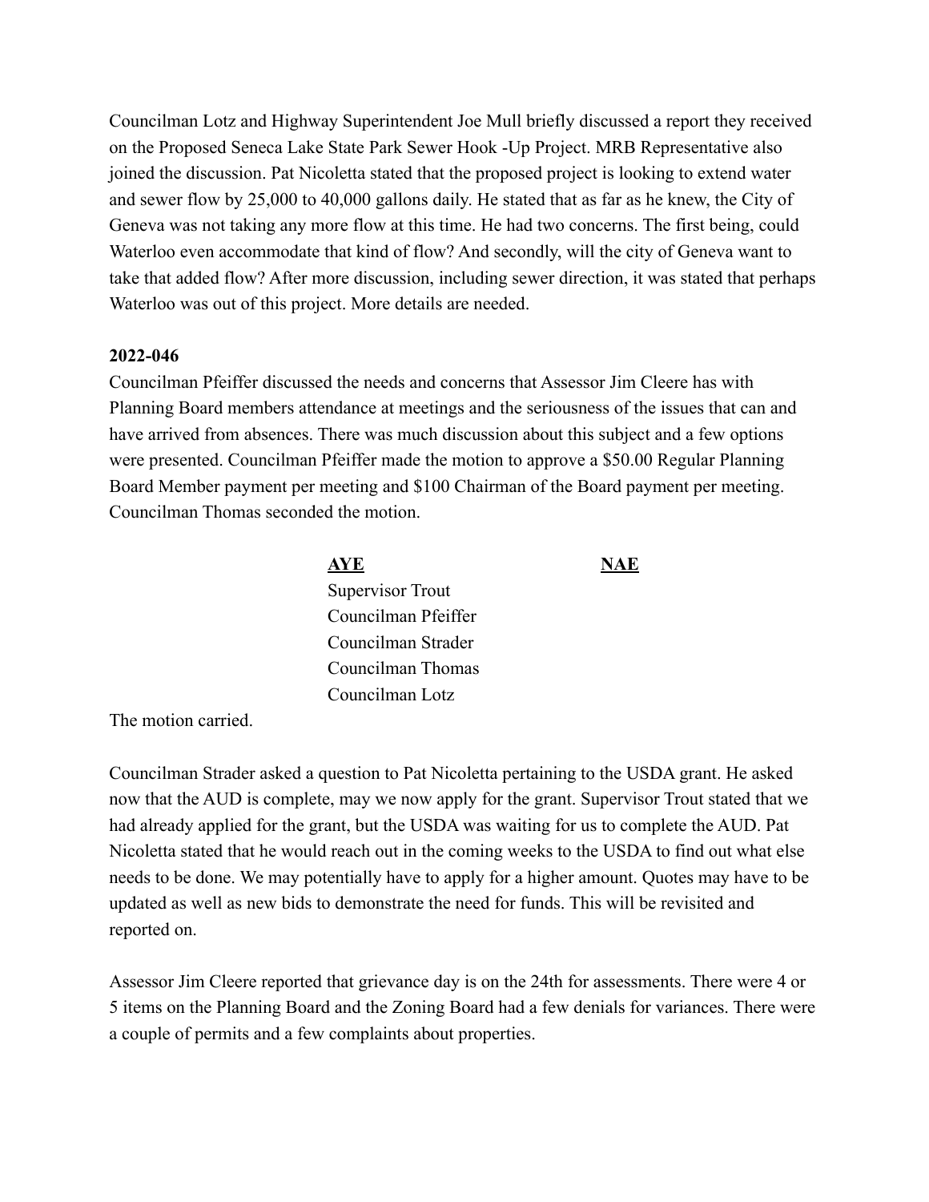Councilman Lotz and Highway Superintendent Joe Mull briefly discussed a report they received on the Proposed Seneca Lake State Park Sewer Hook -Up Project. MRB Representative also joined the discussion. Pat Nicoletta stated that the proposed project is looking to extend water and sewer flow by 25,000 to 40,000 gallons daily. He stated that as far as he knew, the City of Geneva was not taking any more flow at this time. He had two concerns. The first being, could Waterloo even accommodate that kind of flow? And secondly, will the city of Geneva want to take that added flow? After more discussion, including sewer direction, it was stated that perhaps Waterloo was out of this project. More details are needed.

**2022-046**

Councilman Pfeiffer discussed the needs and concerns that Assessor Jim Cleere has with Planning Board members attendance at meetings and the seriousness of the issues that can and have arrived from absences. There was much discussion about this subject and a few options were presented. Councilman Pfeiffer made the motion to approve a $50.00 Regular Planning Board Member payment per meeting and $100 Chairman of the Board payment per meeting. Councilman Thomas seconded the motion.

| AYE | NAE |
|---|---|
| Supervisor Trout | |
| Councilman Pfeiffer | |
| Councilman Strader | |
| Councilman Thomas | |
| Councilman Lotz | |

The motion carried.

Councilman Strader asked a question to Pat Nicoletta pertaining to the USDA grant. He asked now that the AUD is complete, may we now apply for the grant. Supervisor Trout stated that we had already applied for the grant, but the USDA was waiting for us to complete the AUD. Pat Nicoletta stated that he would reach out in the coming weeks to the USDA to find out what else needs to be done. We may potentially have to apply for a higher amount. Quotes may have to be updated as well as new bids to demonstrate the need for funds. This will be revisited and reported on.

Assessor Jim Cleere reported that grievance day is on the 24th for assessments. There were 4 or 5 items on the Planning Board and the Zoning Board had a few denials for variances. There were a couple of permits and a few complaints about properties.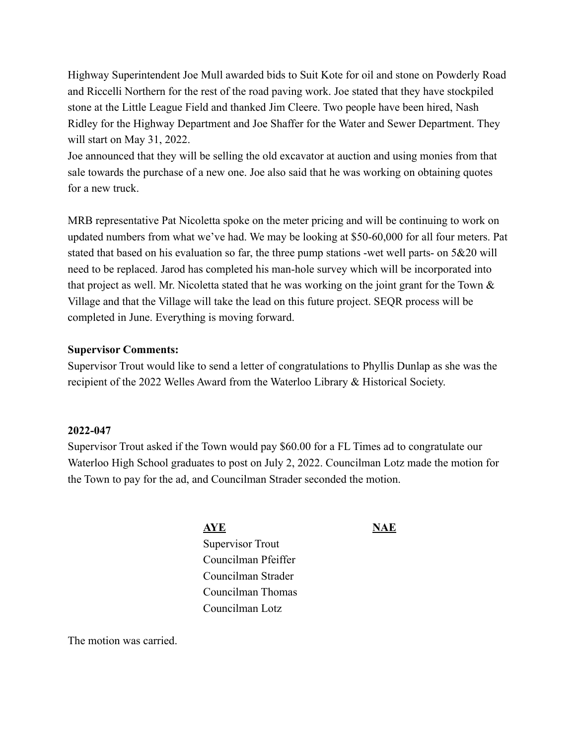Highway Superintendent Joe Mull awarded bids to Suit Kote for oil and stone on Powderly Road and Riccelli Northern for the rest of the road paving work. Joe stated that they have stockpiled stone at the Little League Field and thanked Jim Cleere. Two people have been hired, Nash Ridley for the Highway Department and Joe Shaffer for the Water and Sewer Department. They will start on May 31, 2022.
Joe announced that they will be selling the old excavator at auction and using monies from that sale towards the purchase of a new one. Joe also said that he was working on obtaining quotes for a new truck.

MRB representative Pat Nicoletta spoke on the meter pricing and will be continuing to work on updated numbers from what we've had. We may be looking at $50-60,000 for all four meters. Pat stated that based on his evaluation so far, the three pump stations -wet well parts- on 5&20 will need to be replaced. Jarod has completed his man-hole survey which will be incorporated into that project as well. Mr. Nicoletta stated that he was working on the joint grant for the Town & Village and that the Village will take the lead on this future project. SEQR process will be completed in June. Everything is moving forward.

**Supervisor Comments:**
Supervisor Trout would like to send a letter of congratulations to Phyllis Dunlap as she was the recipient of the 2022 Welles Award from the Waterloo Library & Historical Society.

**2022-047**
Supervisor Trout asked if the Town would pay $60.00 for a FL Times ad to congratulate our Waterloo High School graduates to post on July 2, 2022. Councilman Lotz made the motion for the Town to pay for the ad, and Councilman Strader seconded the motion.

| **AYE** | **NAE** |
|---|---|
| Supervisor Trout | |
| Councilman Pfeiffer | |
| Councilman Strader | |
| Councilman Thomas | |
| Councilman Lotz | |

The motion was carried.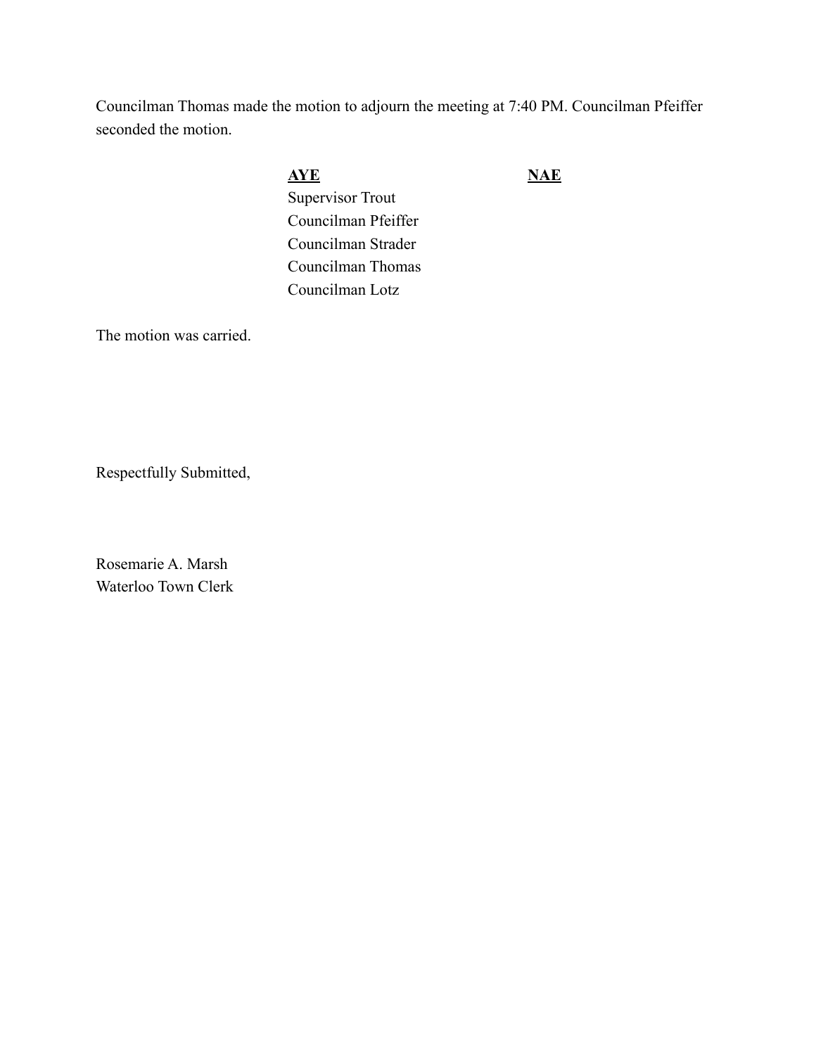Councilman Thomas made the motion to adjourn the meeting at 7:40 PM. Councilman Pfeiffer seconded the motion.

| **AYE** | **NAE** |
|---|---|
| Supervisor Trout | |
| Councilman Pfeiffer | |
| Councilman Strader | |
| Councilman Thomas | |
| Councilman Lotz | |

The motion was carried.

Respectfully Submitted,

Rosemarie A. Marsh
Waterloo Town Clerk